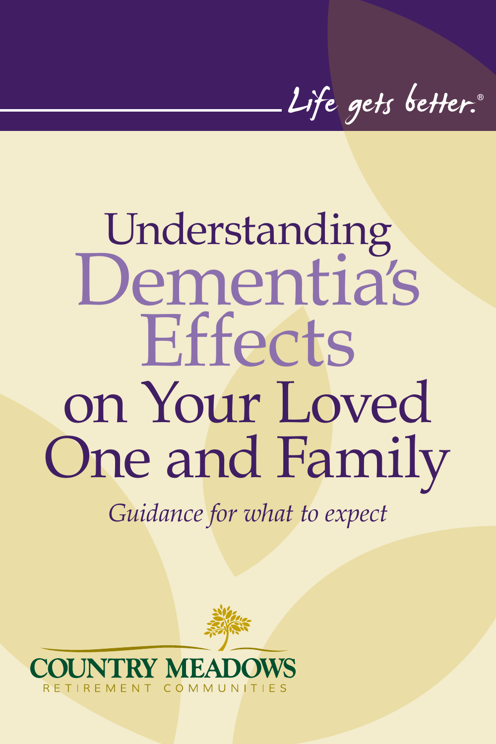Life gets better.®

# Understanding Dementia's Effects on Your Loved One and Family

*Guidance for what to expect*

COUNTRY MEADOWS
RETIREMENT COMMUNITIES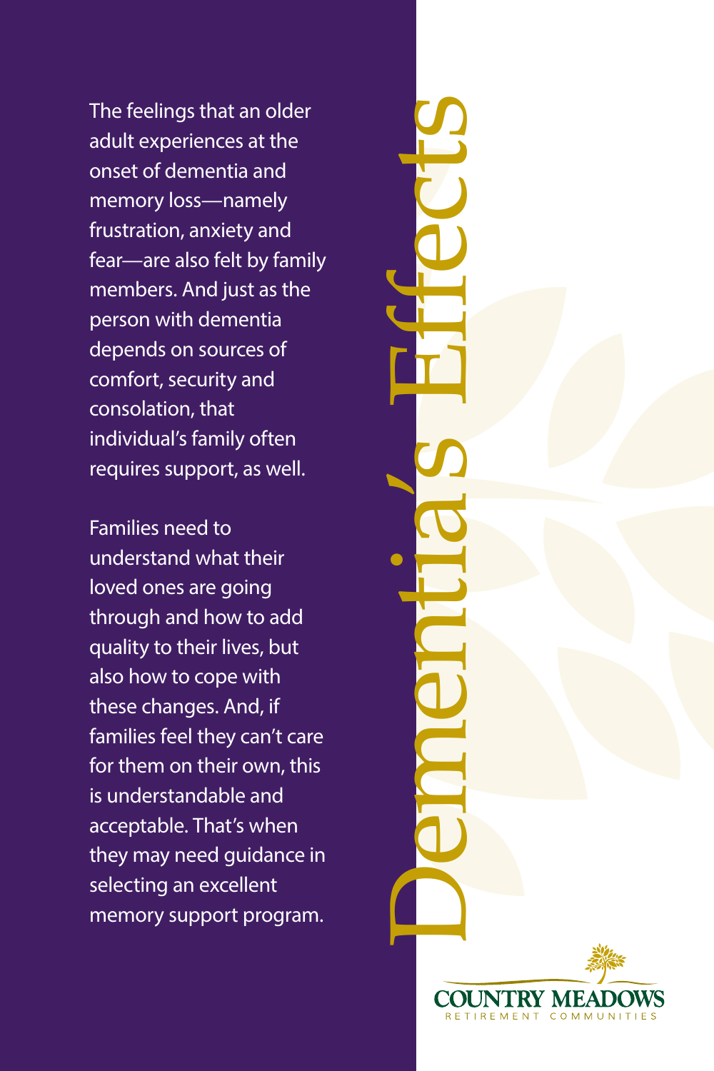# Dementia's Effects

The feelings that an older adult experiences at the onset of dementia and memory loss—namely frustration, anxiety and fear—are also felt by family members. And just as the person with dementia depends on sources of comfort, security and consolation, that individual's family often requires support, as well.

Families need to understand what their loved ones are going through and how to add quality to their lives, but also how to cope with these changes. And, if families feel they can't care for them on their own, this is understandable and acceptable. That's when they may need guidance in selecting an excellent memory support program.

COUNTRY MEADOWS
RETIREMENT COMMUNITIES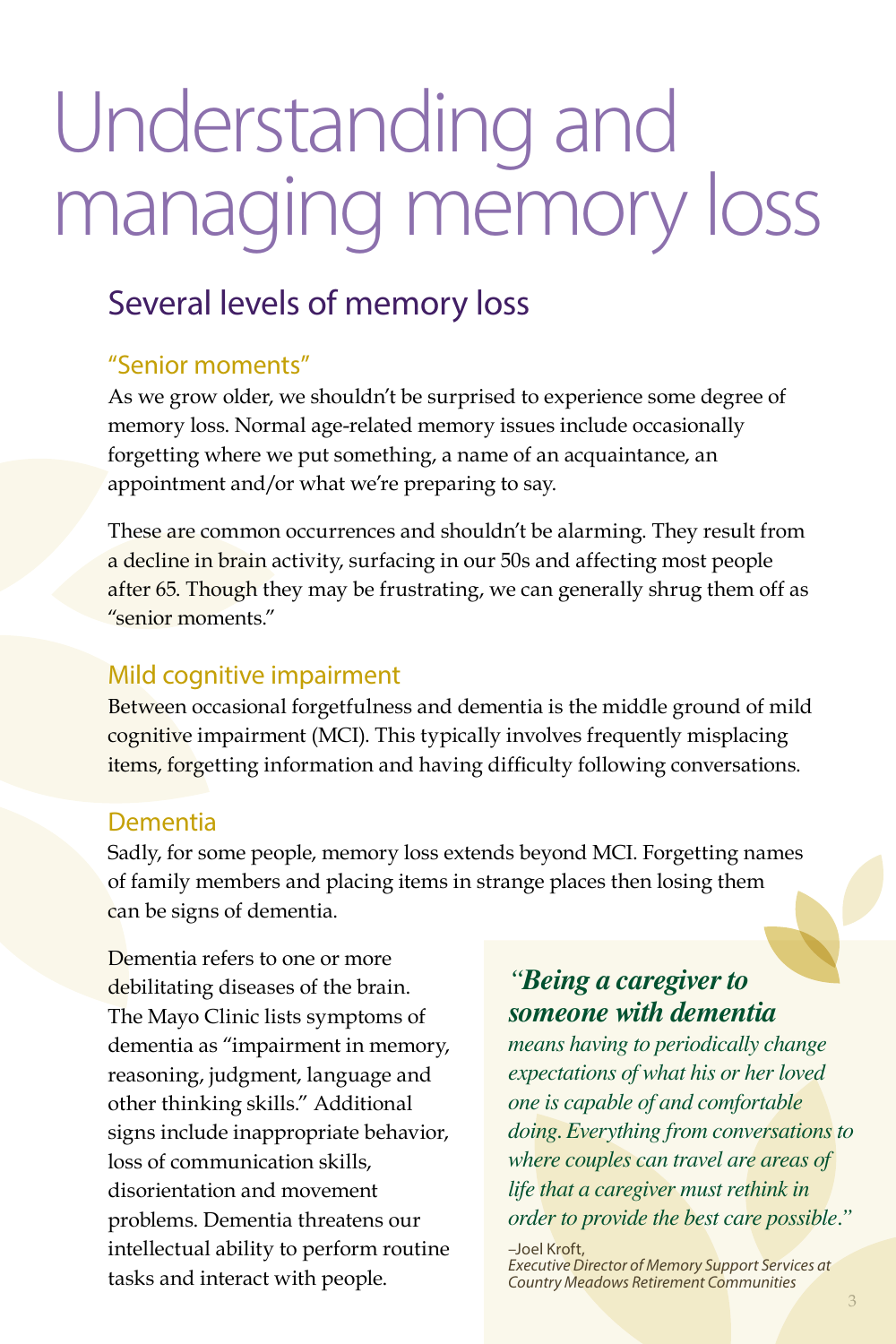# Understanding and managing memory loss

## Several levels of memory loss

### "Senior moments"

As we grow older, we shouldn't be surprised to experience some degree of memory loss. Normal age-related memory issues include occasionally forgetting where we put something, a name of an acquaintance, an appointment and/or what we're preparing to say.

These are common occurrences and shouldn't be alarming. They result from a decline in brain activity, surfacing in our 50s and affecting most people after 65. Though they may be frustrating, we can generally shrug them off as "senior moments."

### Mild cognitive impairment

Between occasional forgetfulness and dementia is the middle ground of mild cognitive impairment (MCI). This typically involves frequently misplacing items, forgetting information and having difficulty following conversations.

### Dementia

Sadly, for some people, memory loss extends beyond MCI. Forgetting names of family members and placing items in strange places then losing them can be signs of dementia.

Dementia refers to one or more debilitating diseases of the brain. The Mayo Clinic lists symptoms of dementia as "impairment in memory, reasoning, judgment, language and other thinking skills." Additional signs include inappropriate behavior, loss of communication skills, disorientation and movement problems. Dementia threatens our intellectual ability to perform routine tasks and interact with people.

> ***"Being a caregiver to someone with dementia*** *means having to periodically change expectations of what his or her loved one is capable of and comfortable doing. Everything from conversations to where couples can travel are areas of life that a caregiver must rethink in order to provide the best care possible."*
>
> –Joel Kroft,
> *Executive Director of Memory Support Services at Country Meadows Retirement Communities*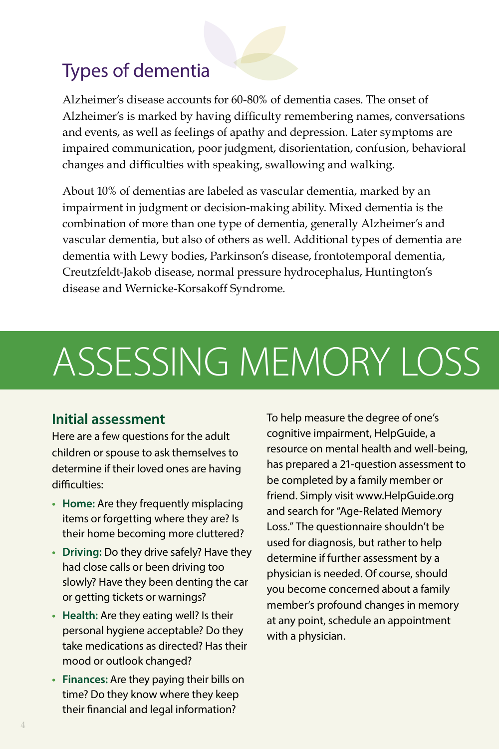## Types of dementia

Alzheimer's disease accounts for 60-80% of dementia cases. The onset of Alzheimer's is marked by having difficulty remembering names, conversations and events, as well as feelings of apathy and depression. Later symptoms are impaired communication, poor judgment, disorientation, confusion, behavioral changes and difficulties with speaking, swallowing and walking.

About 10% of dementias are labeled as vascular dementia, marked by an impairment in judgment or decision-making ability. Mixed dementia is the combination of more than one type of dementia, generally Alzheimer's and vascular dementia, but also of others as well. Additional types of dementia are dementia with Lewy bodies, Parkinson's disease, frontotemporal dementia, Creutzfeldt-Jakob disease, normal pressure hydrocephalus, Huntington's disease and Wernicke-Korsakoff Syndrome.

# ASSESSING MEMORY LOSS

### Initial assessment

Here are a few questions for the adult children or spouse to ask themselves to determine if their loved ones are having difficulties:

- **Home:** Are they frequently misplacing items or forgetting where they are? Is their home becoming more cluttered?
- **Driving:** Do they drive safely? Have they had close calls or been driving too slowly? Have they been denting the car or getting tickets or warnings?
- **Health:** Are they eating well? Is their personal hygiene acceptable? Do they take medications as directed? Has their mood or outlook changed?
- **Finances:** Are they paying their bills on time? Do they know where they keep their financial and legal information?

To help measure the degree of one's cognitive impairment, HelpGuide, a resource on mental health and well-being, has prepared a 21-question assessment to be completed by a family member or friend. Simply visit www.HelpGuide.org and search for "Age-Related Memory Loss." The questionnaire shouldn't be used for diagnosis, but rather to help determine if further assessment by a physician is needed. Of course, should you become concerned about a family member's profound changes in memory at any point, schedule an appointment with a physician.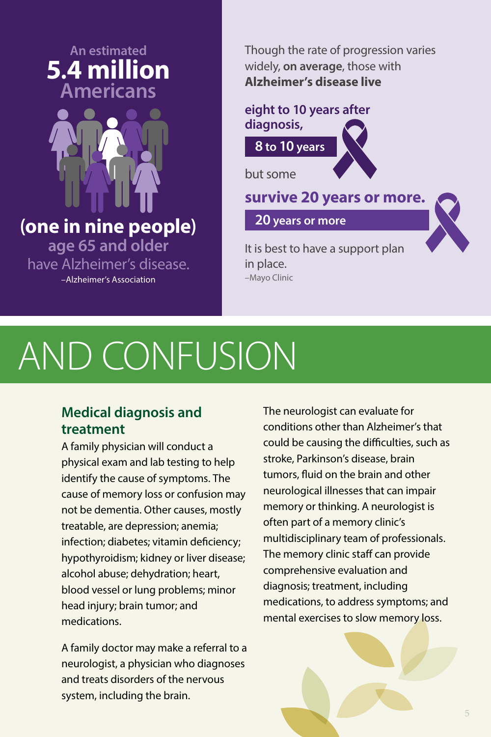An estimated **5.4 million** Americans

**(one in nine people)** age 65 and older have Alzheimer's disease.

–Alzheimer's Association

Though the rate of progression varies widely, **on average**, those with **Alzheimer's disease live**

**eight to 10 years after diagnosis,**

**8 to 10 years**

but some

**survive 20 years or more.**

**20 years or more**

It is best to have a support plan in place.

–Mayo Clinic

# AND CONFUSION

## Medical diagnosis and treatment

A family physician will conduct a physical exam and lab testing to help identify the cause of symptoms. The cause of memory loss or confusion may not be dementia. Other causes, mostly treatable, are depression; anemia; infection; diabetes; vitamin deficiency; hypothyroidism; kidney or liver disease; alcohol abuse; dehydration; heart, blood vessel or lung problems; minor head injury; brain tumor; and medications.

A family doctor may make a referral to a neurologist, a physician who diagnoses and treats disorders of the nervous system, including the brain.

The neurologist can evaluate for conditions other than Alzheimer's that could be causing the difficulties, such as stroke, Parkinson's disease, brain tumors, fluid on the brain and other neurological illnesses that can impair memory or thinking. A neurologist is often part of a memory clinic's multidisciplinary team of professionals. The memory clinic staff can provide comprehensive evaluation and diagnosis; treatment, including medications, to address symptoms; and mental exercises to slow memory loss.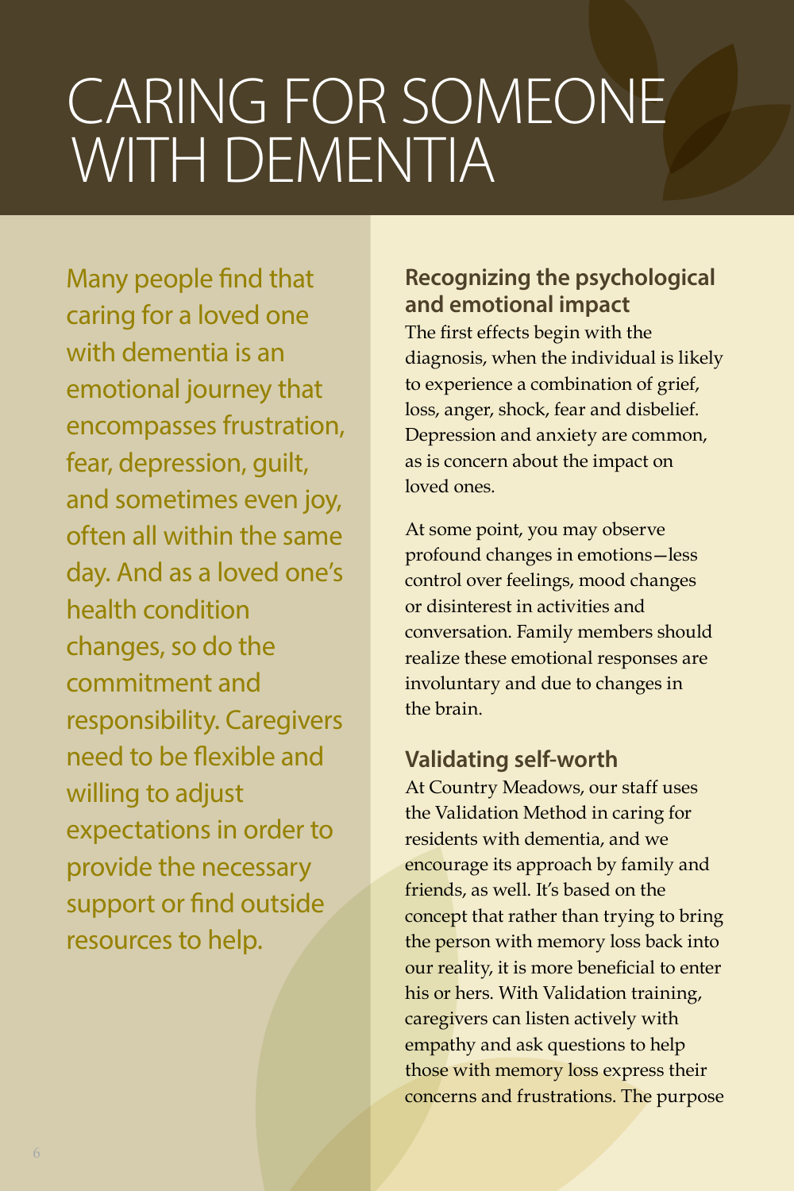# CARING FOR SOMEONE WITH DEMENTIA

Many people find that caring for a loved one with dementia is an emotional journey that encompasses frustration, fear, depression, guilt, and sometimes even joy, often all within the same day. And as a loved one's health condition changes, so do the commitment and responsibility. Caregivers need to be flexible and willing to adjust expectations in order to provide the necessary support or find outside resources to help.

## Recognizing the psychological and emotional impact

The first effects begin with the diagnosis, when the individual is likely to experience a combination of grief, loss, anger, shock, fear and disbelief. Depression and anxiety are common, as is concern about the impact on loved ones.

At some point, you may observe profound changes in emotions—less control over feelings, mood changes or disinterest in activities and conversation. Family members should realize these emotional responses are involuntary and due to changes in the brain.

## Validating self-worth

At Country Meadows, our staff uses the Validation Method in caring for residents with dementia, and we encourage its approach by family and friends, as well. It's based on the concept that rather than trying to bring the person with memory loss back into our reality, it is more beneficial to enter his or hers. With Validation training, caregivers can listen actively with empathy and ask questions to help those with memory loss express their concerns and frustrations. The purpose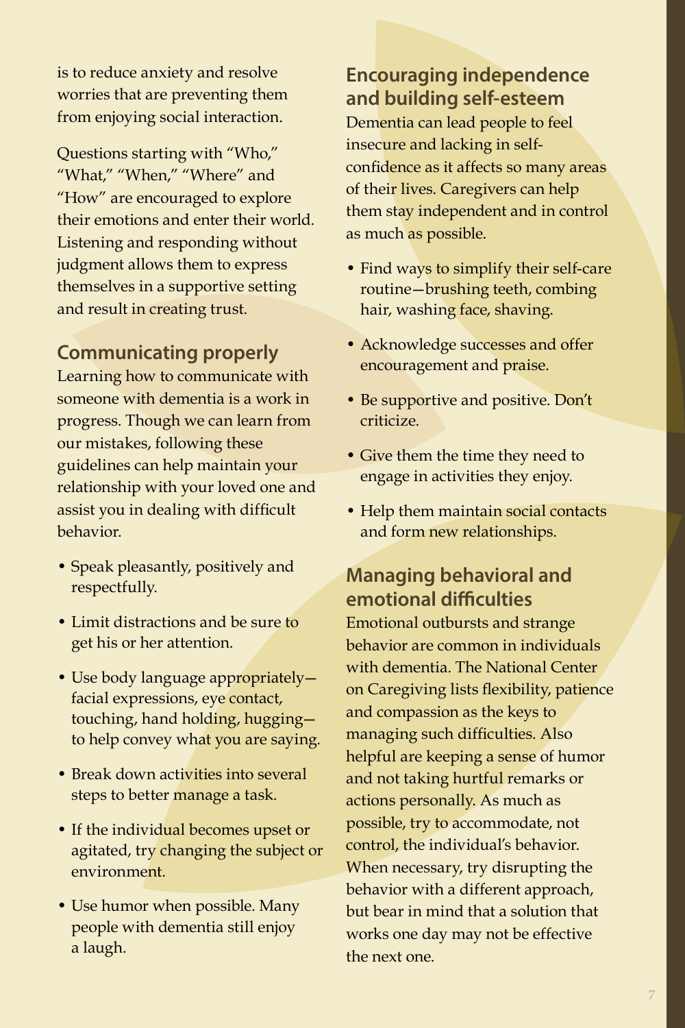is to reduce anxiety and resolve worries that are preventing them from enjoying social interaction.

Questions starting with "Who," "What," "When," "Where" and "How" are encouraged to explore their emotions and enter their world. Listening and responding without judgment allows them to express themselves in a supportive setting and result in creating trust.

## Communicating properly

Learning how to communicate with someone with dementia is a work in progress. Though we can learn from our mistakes, following these guidelines can help maintain your relationship with your loved one and assist you in dealing with difficult behavior.

- Speak pleasantly, positively and respectfully.
- Limit distractions and be sure to get his or her attention.
- Use body language appropriately—facial expressions, eye contact, touching, hand holding, hugging—to help convey what you are saying.
- Break down activities into several steps to better manage a task.
- If the individual becomes upset or agitated, try changing the subject or environment.
- Use humor when possible. Many people with dementia still enjoy a laugh.

## Encouraging independence and building self-esteem

Dementia can lead people to feel insecure and lacking in self-confidence as it affects so many areas of their lives. Caregivers can help them stay independent and in control as much as possible.

- Find ways to simplify their self-care routine—brushing teeth, combing hair, washing face, shaving.
- Acknowledge successes and offer encouragement and praise.
- Be supportive and positive. Don't criticize.
- Give them the time they need to engage in activities they enjoy.
- Help them maintain social contacts and form new relationships.

## Managing behavioral and emotional difficulties

Emotional outbursts and strange behavior are common in individuals with dementia. The National Center on Caregiving lists flexibility, patience and compassion as the keys to managing such difficulties. Also helpful are keeping a sense of humor and not taking hurtful remarks or actions personally. As much as possible, try to accommodate, not control, the individual's behavior. When necessary, try disrupting the behavior with a different approach, but bear in mind that a solution that works one day may not be effective the next one.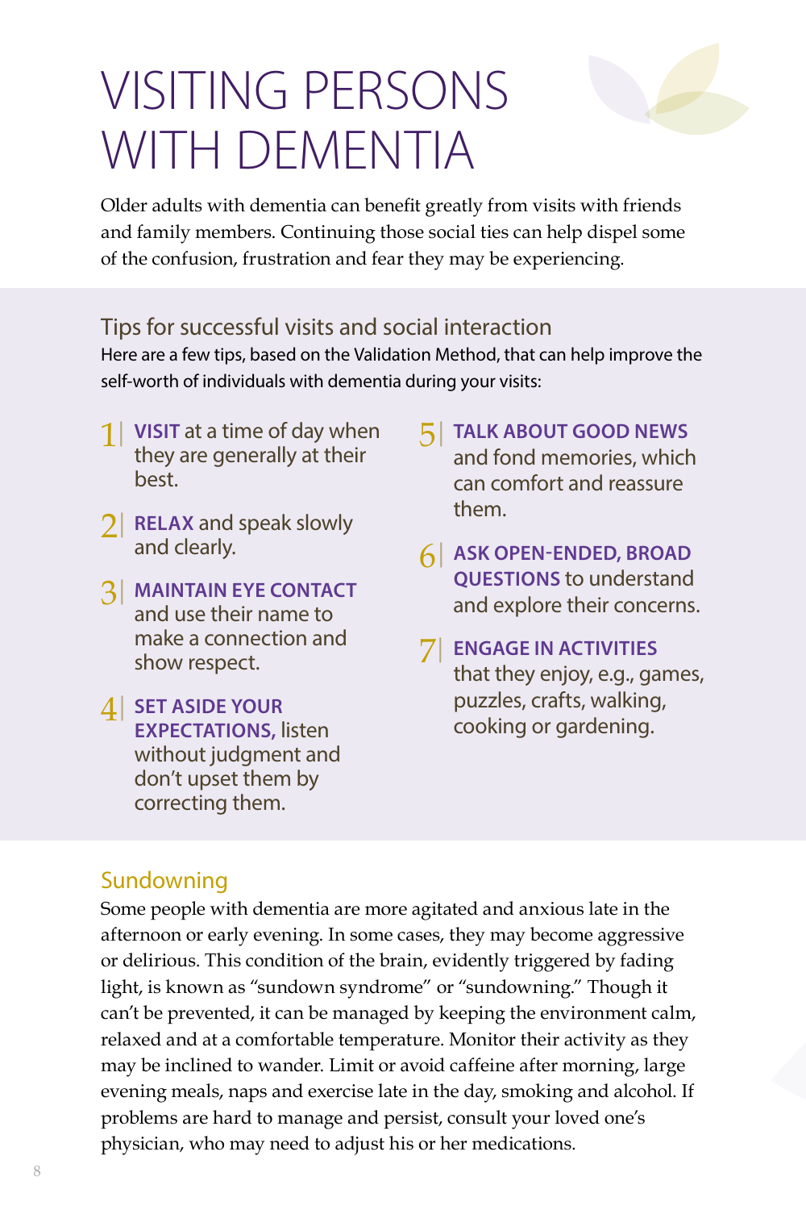# VISITING PERSONS WITH DEMENTIA

Older adults with dementia can benefit greatly from visits with friends and family members. Continuing those social ties can help dispel some of the confusion, frustration and fear they may be experiencing.

## Tips for successful visits and social interaction

Here are a few tips, based on the Validation Method, that can help improve the self-worth of individuals with dementia during your visits:

1. **VISIT** at a time of day when they are generally at their best.
2. **RELAX** and speak slowly and clearly.
3. **MAINTAIN EYE CONTACT** and use their name to make a connection and show respect.
4. **SET ASIDE YOUR EXPECTATIONS,** listen without judgment and don't upset them by correcting them.
5. **TALK ABOUT GOOD NEWS** and fond memories, which can comfort and reassure them.
6. **ASK OPEN-ENDED, BROAD QUESTIONS** to understand and explore their concerns.
7. **ENGAGE IN ACTIVITIES** that they enjoy, e.g., games, puzzles, crafts, walking, cooking or gardening.

## Sundowning

Some people with dementia are more agitated and anxious late in the afternoon or early evening. In some cases, they may become aggressive or delirious. This condition of the brain, evidently triggered by fading light, is known as "sundown syndrome" or "sundowning." Though it can't be prevented, it can be managed by keeping the environment calm, relaxed and at a comfortable temperature. Monitor their activity as they may be inclined to wander. Limit or avoid caffeine after morning, large evening meals, naps and exercise late in the day, smoking and alcohol. If problems are hard to manage and persist, consult your loved one's physician, who may need to adjust his or her medications.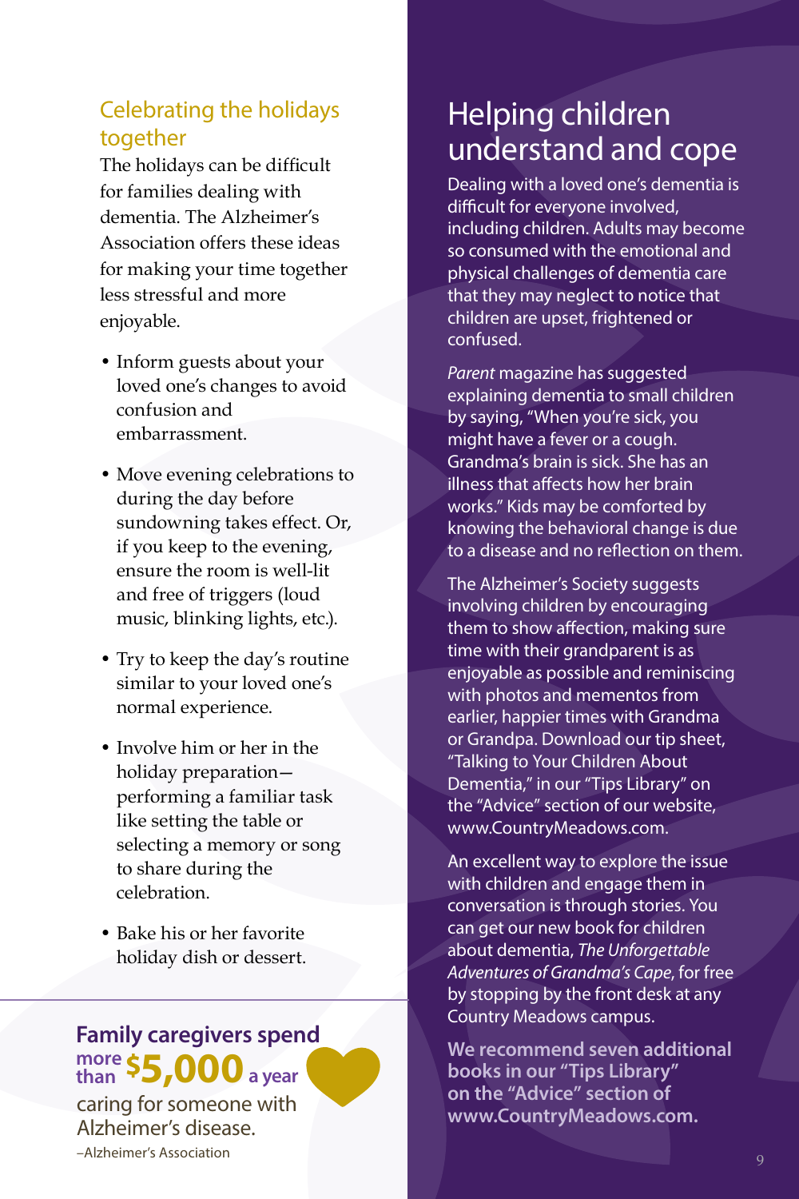## Celebrating the holidays together

The holidays can be difficult for families dealing with dementia. The Alzheimer's Association offers these ideas for making your time together less stressful and more enjoyable.

- Inform guests about your loved one's changes to avoid confusion and embarrassment.
- Move evening celebrations to during the day before sundowning takes effect. Or, if you keep to the evening, ensure the room is well-lit and free of triggers (loud music, blinking lights, etc.).
- Try to keep the day's routine similar to your loved one's normal experience.
- Involve him or her in the holiday preparation—performing a familiar task like setting the table or selecting a memory or song to share during the celebration.
- Bake his or her favorite holiday dish or dessert.

**Family caregivers spend more than $5,000 a year** caring for someone with Alzheimer's disease.

–Alzheimer's Association

# Helping children understand and cope

Dealing with a loved one's dementia is difficult for everyone involved, including children. Adults may become so consumed with the emotional and physical challenges of dementia care that they may neglect to notice that children are upset, frightened or confused.

*Parent* magazine has suggested explaining dementia to small children by saying, "When you're sick, you might have a fever or a cough. Grandma's brain is sick. She has an illness that affects how her brain works." Kids may be comforted by knowing the behavioral change is due to a disease and no reflection on them.

The Alzheimer's Society suggests involving children by encouraging them to show affection, making sure time with their grandparent is as enjoyable as possible and reminiscing with photos and mementos from earlier, happier times with Grandma or Grandpa. Download our tip sheet, "Talking to Your Children About Dementia," in our "Tips Library" on the "Advice" section of our website, www.CountryMeadows.com.

An excellent way to explore the issue with children and engage them in conversation is through stories. You can get our new book for children about dementia, *The Unforgettable Adventures of Grandma's Cape*, for free by stopping by the front desk at any Country Meadows campus.

**We recommend seven additional books in our "Tips Library" on the "Advice" section of www.CountryMeadows.com.**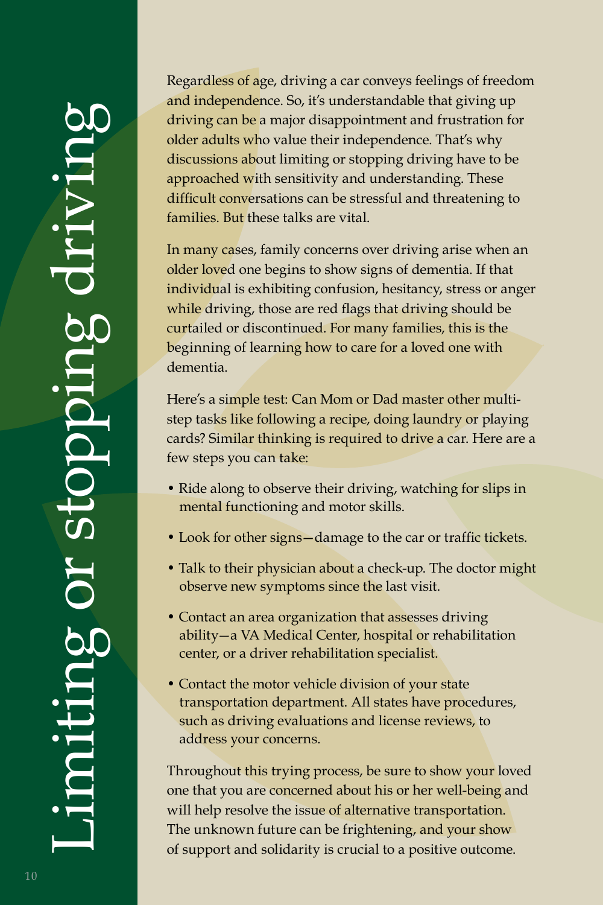# Limiting or stopping driving

Regardless of age, driving a car conveys feelings of freedom and independence. So, it's understandable that giving up driving can be a major disappointment and frustration for older adults who value their independence. That's why discussions about limiting or stopping driving have to be approached with sensitivity and understanding. These difficult conversations can be stressful and threatening to families. But these talks are vital.

In many cases, family concerns over driving arise when an older loved one begins to show signs of dementia. If that individual is exhibiting confusion, hesitancy, stress or anger while driving, those are red flags that driving should be curtailed or discontinued. For many families, this is the beginning of learning how to care for a loved one with dementia.

Here's a simple test: Can Mom or Dad master other multi-step tasks like following a recipe, doing laundry or playing cards? Similar thinking is required to drive a car. Here are a few steps you can take:

- Ride along to observe their driving, watching for slips in mental functioning and motor skills.
- Look for other signs—damage to the car or traffic tickets.
- Talk to their physician about a check-up. The doctor might observe new symptoms since the last visit.
- Contact an area organization that assesses driving ability—a VA Medical Center, hospital or rehabilitation center, or a driver rehabilitation specialist.
- Contact the motor vehicle division of your state transportation department. All states have procedures, such as driving evaluations and license reviews, to address your concerns.

Throughout this trying process, be sure to show your loved one that you are concerned about his or her well-being and will help resolve the issue of alternative transportation. The unknown future can be frightening, and your show of support and solidarity is crucial to a positive outcome.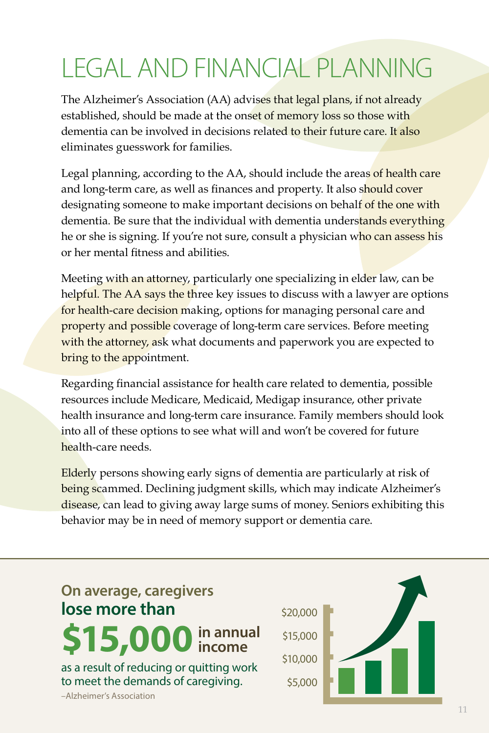# LEGAL AND FINANCIAL PLANNING

The Alzheimer's Association (AA) advises that legal plans, if not already established, should be made at the onset of memory loss so those with dementia can be involved in decisions related to their future care. It also eliminates guesswork for families.

Legal planning, according to the AA, should include the areas of health care and long-term care, as well as finances and property. It also should cover designating someone to make important decisions on behalf of the one with dementia. Be sure that the individual with dementia understands everything he or she is signing. If you're not sure, consult a physician who can assess his or her mental fitness and abilities.

Meeting with an attorney, particularly one specializing in elder law, can be helpful. The AA says the three key issues to discuss with a lawyer are options for health-care decision making, options for managing personal care and property and possible coverage of long-term care services. Before meeting with the attorney, ask what documents and paperwork you are expected to bring to the appointment.

Regarding financial assistance for health care related to dementia, possible resources include Medicare, Medicaid, Medigap insurance, other private health insurance and long-term care insurance. Family members should look into all of these options to see what will and won't be covered for future health-care needs.

Elderly persons showing early signs of dementia are particularly at risk of being scammed. Declining judgment skills, which may indicate Alzheimer's disease, can lead to giving away large sums of money. Seniors exhibiting this behavior may be in need of memory support or dementia care.

**On average, caregivers lose more than $15,000 in annual income** as a result of reducing or quitting work to meet the demands of caregiving.

–Alzheimer's Association

$20,000
$15,000
$10,000
$5,000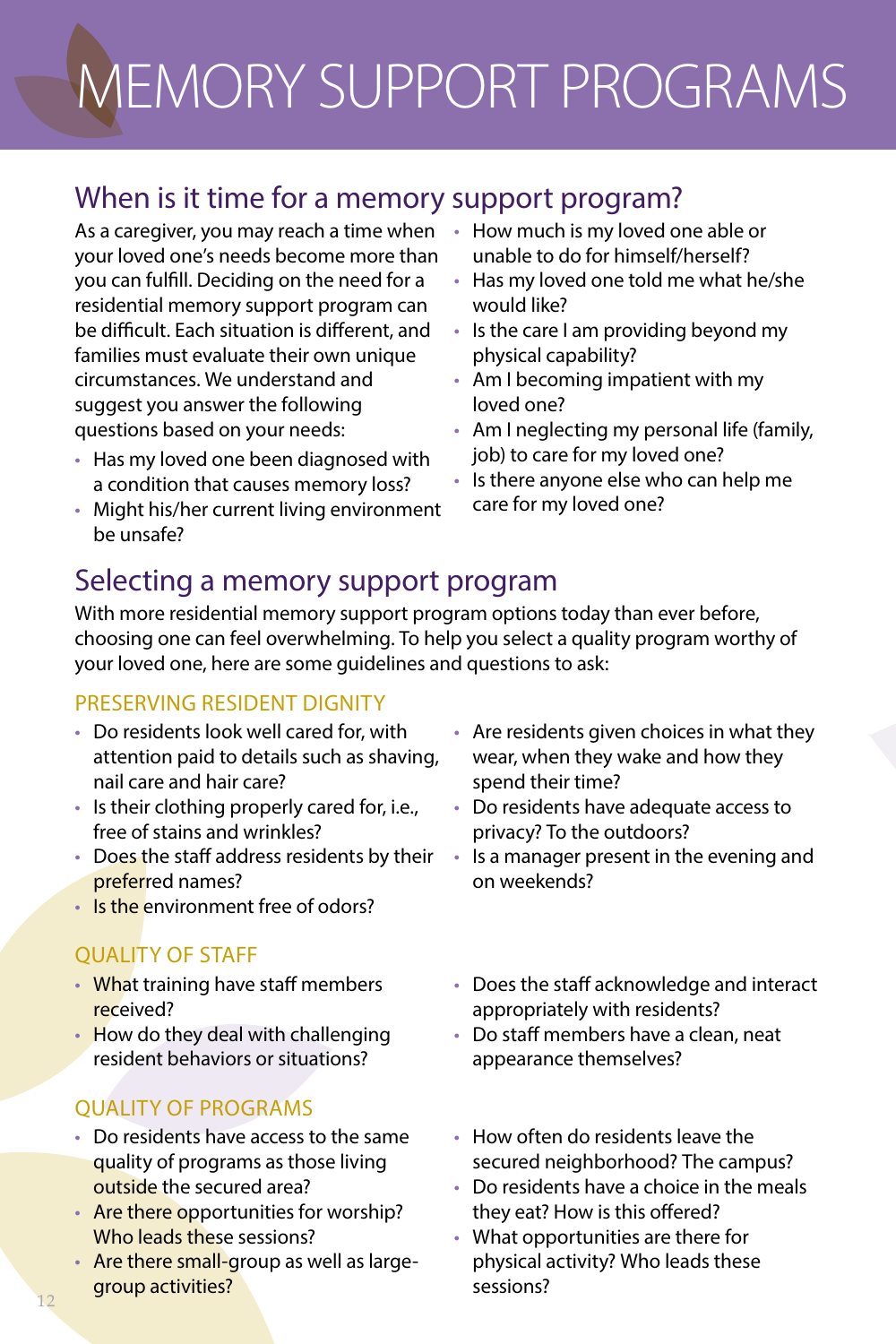# MEMORY SUPPORT PROGRAMS

## When is it time for a memory support program?

As a caregiver, you may reach a time when your loved one's needs become more than you can fulfill. Deciding on the need for a residential memory support program can be difficult. Each situation is different, and families must evaluate their own unique circumstances. We understand and suggest you answer the following questions based on your needs:

- Has my loved one been diagnosed with a condition that causes memory loss?
- Might his/her current living environment be unsafe?
- How much is my loved one able or unable to do for himself/herself?
- Has my loved one told me what he/she would like?
- Is the care I am providing beyond my physical capability?
- Am I becoming impatient with my loved one?
- Am I neglecting my personal life (family, job) to care for my loved one?
- Is there anyone else who can help me care for my loved one?

## Selecting a memory support program

With more residential memory support program options today than ever before, choosing one can feel overwhelming. To help you select a quality program worthy of your loved one, here are some guidelines and questions to ask:

### PRESERVING RESIDENT DIGNITY

- Do residents look well cared for, with attention paid to details such as shaving, nail care and hair care?
- Is their clothing properly cared for, i.e., free of stains and wrinkles?
- Does the staff address residents by their preferred names?
- Is the environment free of odors?
- Are residents given choices in what they wear, when they wake and how they spend their time?
- Do residents have adequate access to privacy? To the outdoors?
- Is a manager present in the evening and on weekends?

### QUALITY OF STAFF

- What training have staff members received?
- How do they deal with challenging resident behaviors or situations?
- Does the staff acknowledge and interact appropriately with residents?
- Do staff members have a clean, neat appearance themselves?

### QUALITY OF PROGRAMS

- Do residents have access to the same quality of programs as those living outside the secured area?
- Are there opportunities for worship? Who leads these sessions?
- Are there small-group as well as large-group activities?
- How often do residents leave the secured neighborhood? The campus?
- Do residents have a choice in the meals they eat? How is this offered?
- What opportunities are there for physical activity? Who leads these sessions?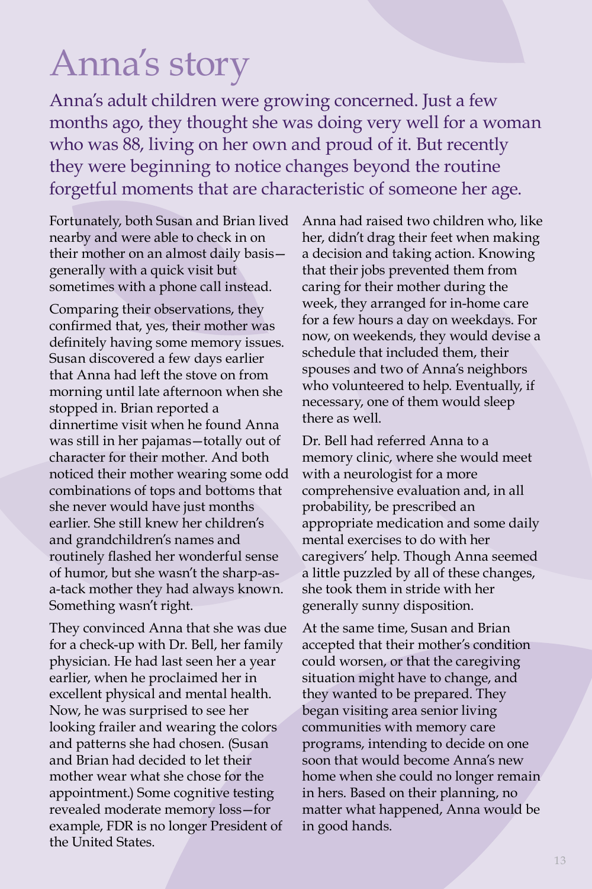# Anna's story

Anna's adult children were growing concerned. Just a few months ago, they thought she was doing very well for a woman who was 88, living on her own and proud of it. But recently they were beginning to notice changes beyond the routine forgetful moments that are characteristic of someone her age.

Fortunately, both Susan and Brian lived nearby and were able to check in on their mother on an almost daily basis—generally with a quick visit but sometimes with a phone call instead.

Comparing their observations, they confirmed that, yes, their mother was definitely having some memory issues. Susan discovered a few days earlier that Anna had left the stove on from morning until late afternoon when she stopped in. Brian reported a dinnertime visit when he found Anna was still in her pajamas—totally out of character for their mother. And both noticed their mother wearing some odd combinations of tops and bottoms that she never would have just months earlier. She still knew her children's and grandchildren's names and routinely flashed her wonderful sense of humor, but she wasn't the sharp-as-a-tack mother they had always known. Something wasn't right.

They convinced Anna that she was due for a check-up with Dr. Bell, her family physician. He had last seen her a year earlier, when he proclaimed her in excellent physical and mental health. Now, he was surprised to see her looking frailer and wearing the colors and patterns she had chosen. (Susan and Brian had decided to let their mother wear what she chose for the appointment.) Some cognitive testing revealed moderate memory loss—for example, FDR is no longer President of the United States.

Anna had raised two children who, like her, didn't drag their feet when making a decision and taking action. Knowing that their jobs prevented them from caring for their mother during the week, they arranged for in-home care for a few hours a day on weekdays. For now, on weekends, they would devise a schedule that included them, their spouses and two of Anna's neighbors who volunteered to help. Eventually, if necessary, one of them would sleep there as well.

Dr. Bell had referred Anna to a memory clinic, where she would meet with a neurologist for a more comprehensive evaluation and, in all probability, be prescribed an appropriate medication and some daily mental exercises to do with her caregivers' help. Though Anna seemed a little puzzled by all of these changes, she took them in stride with her generally sunny disposition.

At the same time, Susan and Brian accepted that their mother's condition could worsen, or that the caregiving situation might have to change, and they wanted to be prepared. They began visiting area senior living communities with memory care programs, intending to decide on one soon that would become Anna's new home when she could no longer remain in hers. Based on their planning, no matter what happened, Anna would be in good hands.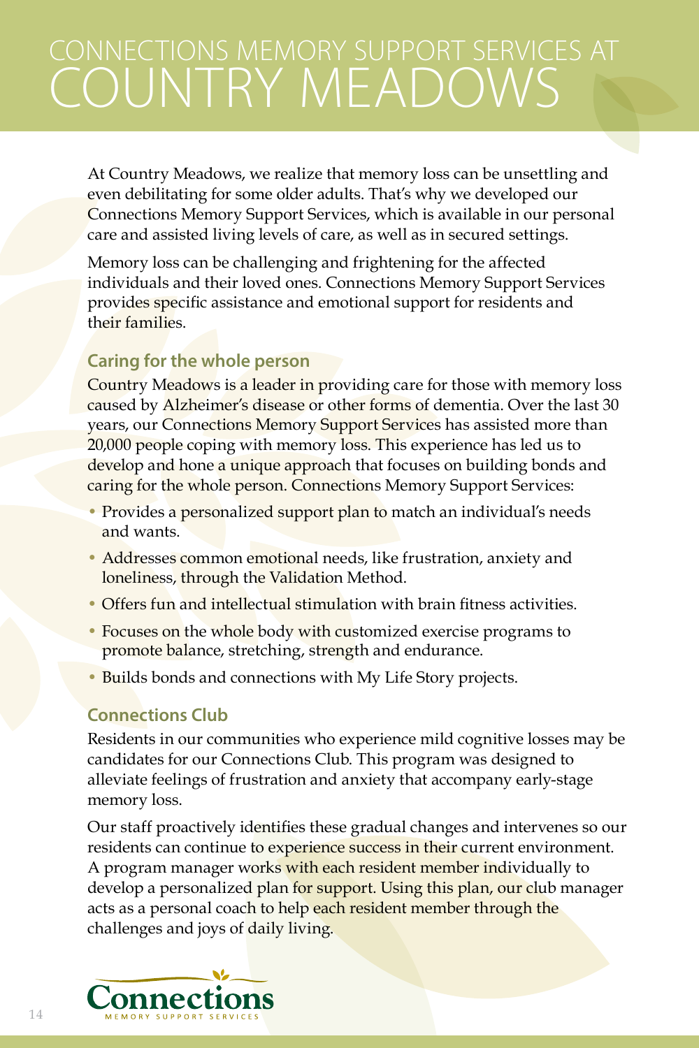# CONNECTIONS MEMORY SUPPORT SERVICES AT COUNTRY MEADOWS

At Country Meadows, we realize that memory loss can be unsettling and even debilitating for some older adults. That's why we developed our Connections Memory Support Services, which is available in our personal care and assisted living levels of care, as well as in secured settings.

Memory loss can be challenging and frightening for the affected individuals and their loved ones. Connections Memory Support Services provides specific assistance and emotional support for residents and their families.

## Caring for the whole person

Country Meadows is a leader in providing care for those with memory loss caused by Alzheimer's disease or other forms of dementia. Over the last 30 years, our Connections Memory Support Services has assisted more than 20,000 people coping with memory loss. This experience has led us to develop and hone a unique approach that focuses on building bonds and caring for the whole person. Connections Memory Support Services:

- Provides a personalized support plan to match an individual's needs and wants.
- Addresses common emotional needs, like frustration, anxiety and loneliness, through the Validation Method.
- Offers fun and intellectual stimulation with brain fitness activities.
- Focuses on the whole body with customized exercise programs to promote balance, stretching, strength and endurance.
- Builds bonds and connections with My Life Story projects.

## Connections Club

Residents in our communities who experience mild cognitive losses may be candidates for our Connections Club. This program was designed to alleviate feelings of frustration and anxiety that accompany early-stage memory loss.

Our staff proactively identifies these gradual changes and intervenes so our residents can continue to experience success in their current environment. A program manager works with each resident member individually to develop a personalized plan for support. Using this plan, our club manager acts as a personal coach to help each resident member through the challenges and joys of daily living.

Connections
MEMORY SUPPORT SERVICES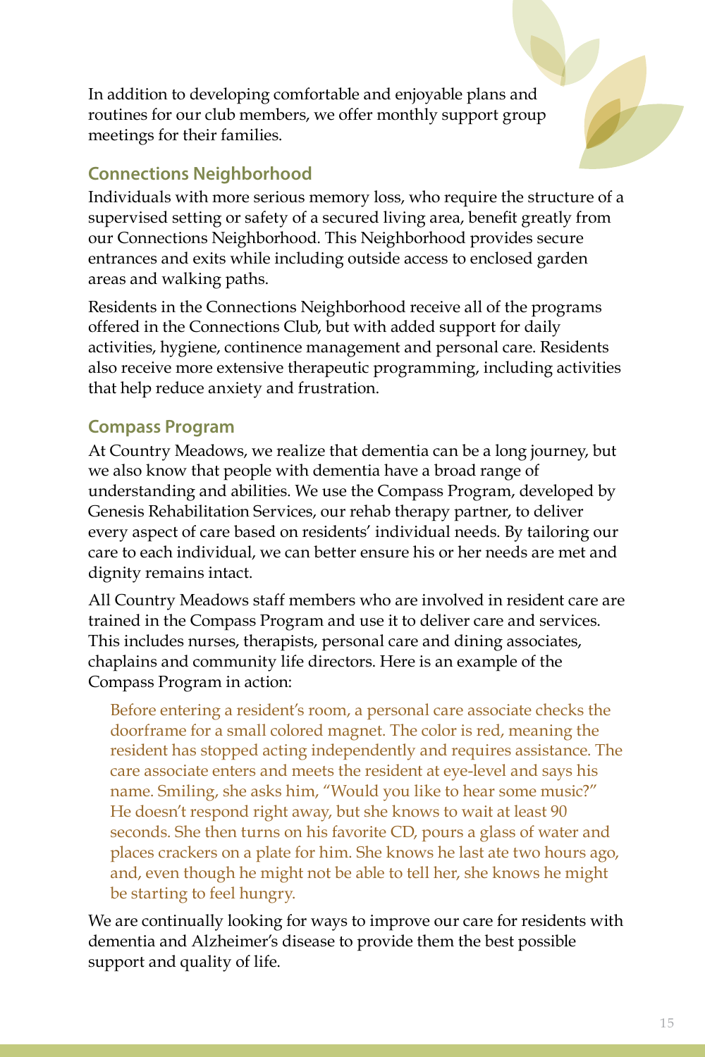In addition to developing comfortable and enjoyable plans and routines for our club members, we offer monthly support group meetings for their families.

## Connections Neighborhood

Individuals with more serious memory loss, who require the structure of a supervised setting or safety of a secured living area, benefit greatly from our Connections Neighborhood. This Neighborhood provides secure entrances and exits while including outside access to enclosed garden areas and walking paths.

Residents in the Connections Neighborhood receive all of the programs offered in the Connections Club, but with added support for daily activities, hygiene, continence management and personal care. Residents also receive more extensive therapeutic programming, including activities that help reduce anxiety and frustration.

## Compass Program

At Country Meadows, we realize that dementia can be a long journey, but we also know that people with dementia have a broad range of understanding and abilities. We use the Compass Program, developed by Genesis Rehabilitation Services, our rehab therapy partner, to deliver every aspect of care based on residents' individual needs. By tailoring our care to each individual, we can better ensure his or her needs are met and dignity remains intact.

All Country Meadows staff members who are involved in resident care are trained in the Compass Program and use it to deliver care and services. This includes nurses, therapists, personal care and dining associates, chaplains and community life directors. Here is an example of the Compass Program in action:

> Before entering a resident's room, a personal care associate checks the doorframe for a small colored magnet. The color is red, meaning the resident has stopped acting independently and requires assistance. The care associate enters and meets the resident at eye-level and says his name. Smiling, she asks him, "Would you like to hear some music?" He doesn't respond right away, but she knows to wait at least 90 seconds. She then turns on his favorite CD, pours a glass of water and places crackers on a plate for him. She knows he last ate two hours ago, and, even though he might not be able to tell her, she knows he might be starting to feel hungry.

We are continually looking for ways to improve our care for residents with dementia and Alzheimer's disease to provide them the best possible support and quality of life.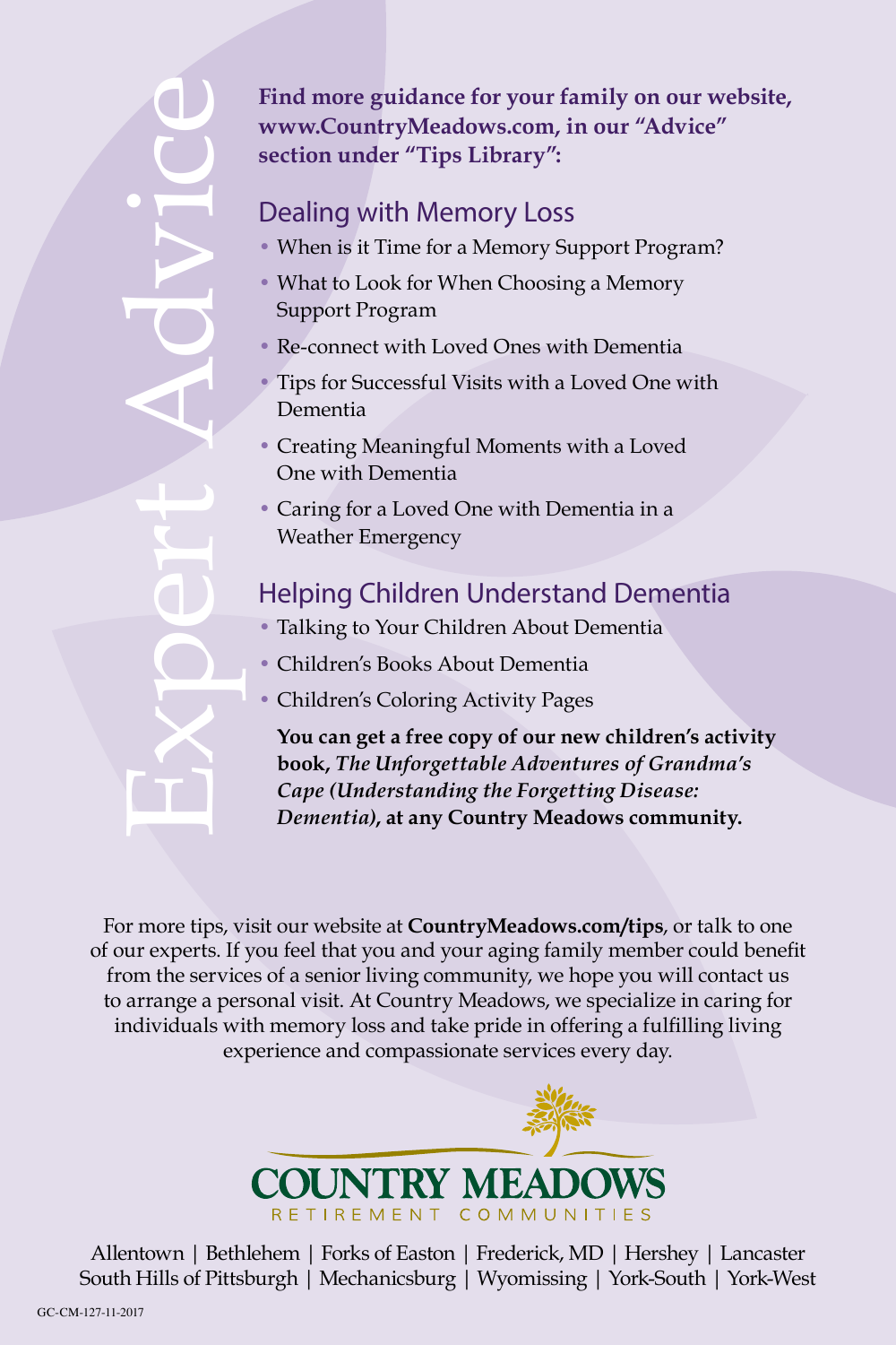# Expert Advice

**Find more guidance for your family on our website, www.CountryMeadows.com, in our "Advice" section under "Tips Library":**

## Dealing with Memory Loss

- When is it Time for a Memory Support Program?
- What to Look for When Choosing a Memory Support Program
- Re-connect with Loved Ones with Dementia
- Tips for Successful Visits with a Loved One with Dementia
- Creating Meaningful Moments with a Loved One with Dementia
- Caring for a Loved One with Dementia in a Weather Emergency

## Helping Children Understand Dementia

- Talking to Your Children About Dementia
- Children's Books About Dementia
- Children's Coloring Activity Pages

**You can get a free copy of our new children's activity book, *The Unforgettable Adventures of Grandma's Cape (Understanding the Forgetting Disease: Dementia)*, at any Country Meadows community.**

For more tips, visit our website at **CountryMeadows.com/tips**, or talk to one of our experts. If you feel that you and your aging family member could benefit from the services of a senior living community, we hope you will contact us to arrange a personal visit. At Country Meadows, we specialize in caring for individuals with memory loss and take pride in offering a fulfilling living experience and compassionate services every day.

**COUNTRY MEADOWS**
RETIREMENT COMMUNITIES

Allentown | Bethlehem | Forks of Easton | Frederick, MD | Hershey | Lancaster
South Hills of Pittsburgh | Mechanicsburg | Wyomissing | York-South | York-West

GC-CM-127-11-2017